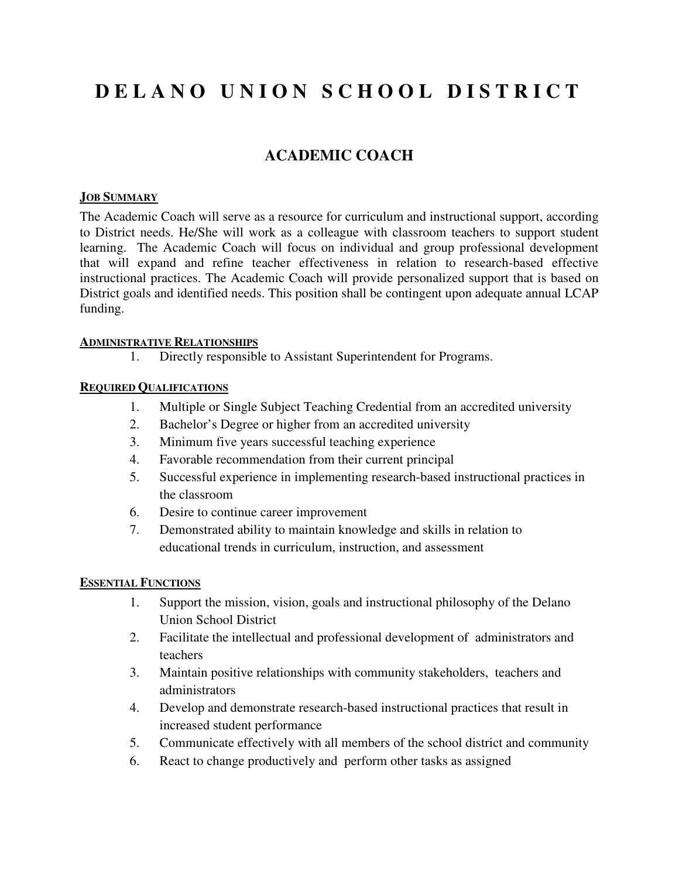# DELANO UNION SCHOOL DISTRICT

## ACADEMIC COACH

### JOB SUMMARY

The Academic Coach will serve as a resource for curriculum and instructional support, according to District needs. He/She will work as a colleague with classroom teachers to support student learning. The Academic Coach will focus on individual and group professional development that will expand and refine teacher effectiveness in relation to research-based effective instructional practices. The Academic Coach will provide personalized support that is based on District goals and identified needs. This position shall be contingent upon adequate annual LCAP funding.

### ADMINISTRATIVE RELATIONSHIPS

1. Directly responsible to Assistant Superintendent for Programs.

### REQUIRED QUALIFICATIONS

1. Multiple or Single Subject Teaching Credential from an accredited university
2. Bachelor's Degree or higher from an accredited university
3. Minimum five years successful teaching experience
4. Favorable recommendation from their current principal
5. Successful experience in implementing research-based instructional practices in the classroom
6. Desire to continue career improvement
7. Demonstrated ability to maintain knowledge and skills in relation to educational trends in curriculum, instruction, and assessment

### ESSENTIAL FUNCTIONS

1. Support the mission, vision, goals and instructional philosophy of the Delano Union School District
2. Facilitate the intellectual and professional development of administrators and teachers
3. Maintain positive relationships with community stakeholders, teachers and administrators
4. Develop and demonstrate research-based instructional practices that result in increased student performance
5. Communicate effectively with all members of the school district and community
6. React to change productively and perform other tasks as assigned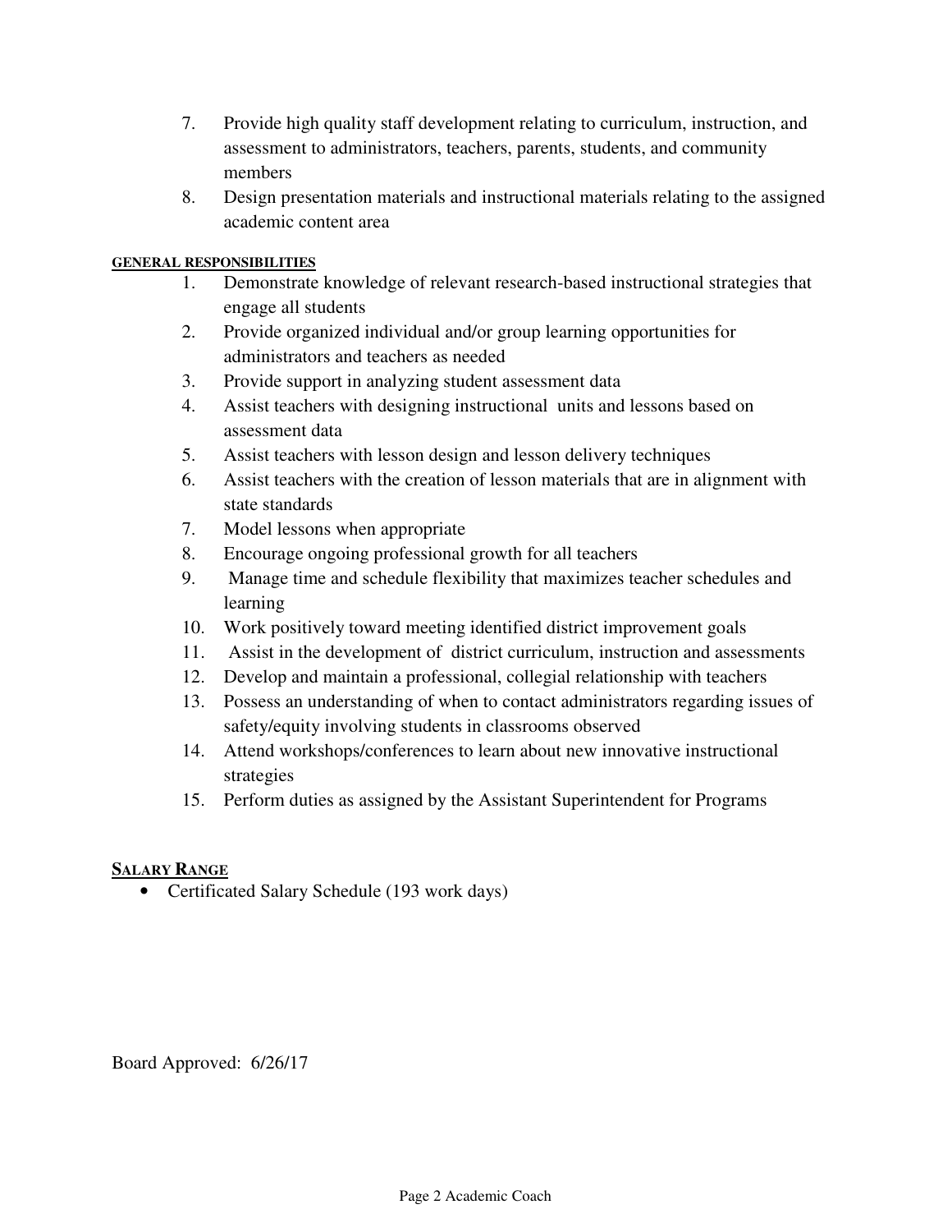7. Provide high quality staff development relating to curriculum, instruction, and assessment to administrators, teachers, parents, students, and community members
8. Design presentation materials and instructional materials relating to the assigned academic content area

**GENERAL RESPONSIBILITIES**

1. Demonstrate knowledge of relevant research-based instructional strategies that engage all students
2. Provide organized individual and/or group learning opportunities for administrators and teachers as needed
3. Provide support in analyzing student assessment data
4. Assist teachers with designing instructional units and lessons based on assessment data
5. Assist teachers with lesson design and lesson delivery techniques
6. Assist teachers with the creation of lesson materials that are in alignment with state standards
7. Model lessons when appropriate
8. Encourage ongoing professional growth for all teachers
9. Manage time and schedule flexibility that maximizes teacher schedules and learning
10. Work positively toward meeting identified district improvement goals
11. Assist in the development of district curriculum, instruction and assessments
12. Develop and maintain a professional, collegial relationship with teachers
13. Possess an understanding of when to contact administrators regarding issues of safety/equity involving students in classrooms observed
14. Attend workshops/conferences to learn about new innovative instructional strategies
15. Perform duties as assigned by the Assistant Superintendent for Programs

**SALARY RANGE**

- Certificated Salary Schedule (193 work days)

Board Approved: 6/26/17